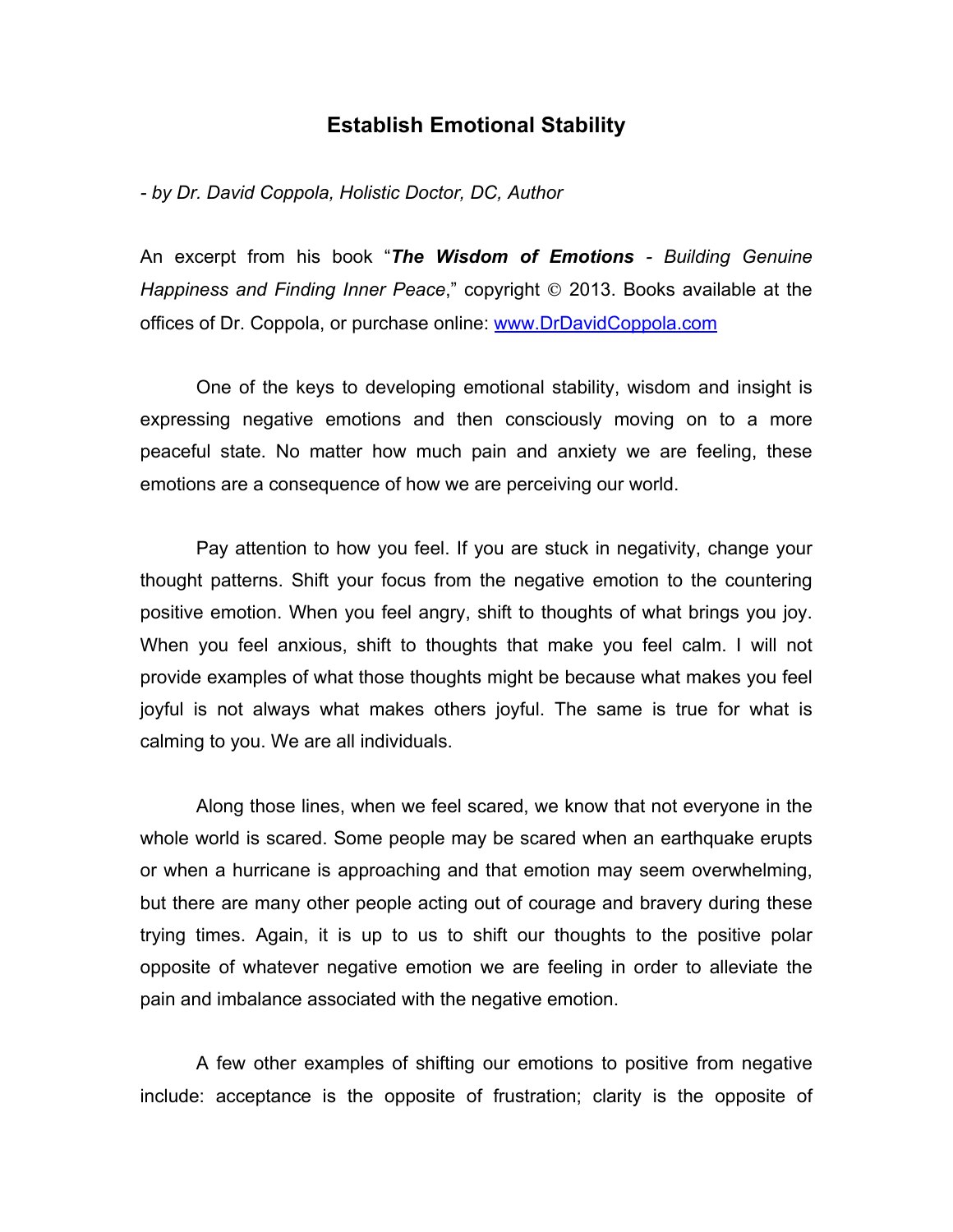# Establish Emotional Stability

*- by Dr. David Coppola, Holistic Doctor, DC, Author*

An excerpt from his book "***The Wisdom of Emotions*** - *Building Genuine Happiness and Finding Inner Peace*," copyright © 2013. Books available at the offices of Dr. Coppola, or purchase online: [www.DrDavidCoppola.com](www.DrDavidCoppola.com)

One of the keys to developing emotional stability, wisdom and insight is expressing negative emotions and then consciously moving on to a more peaceful state. No matter how much pain and anxiety we are feeling, these emotions are a consequence of how we are perceiving our world.

Pay attention to how you feel. If you are stuck in negativity, change your thought patterns. Shift your focus from the negative emotion to the countering positive emotion. When you feel angry, shift to thoughts of what brings you joy. When you feel anxious, shift to thoughts that make you feel calm. I will not provide examples of what those thoughts might be because what makes you feel joyful is not always what makes others joyful. The same is true for what is calming to you. We are all individuals.

Along those lines, when we feel scared, we know that not everyone in the whole world is scared. Some people may be scared when an earthquake erupts or when a hurricane is approaching and that emotion may seem overwhelming, but there are many other people acting out of courage and bravery during these trying times. Again, it is up to us to shift our thoughts to the positive polar opposite of whatever negative emotion we are feeling in order to alleviate the pain and imbalance associated with the negative emotion.

A few other examples of shifting our emotions to positive from negative include: acceptance is the opposite of frustration; clarity is the opposite of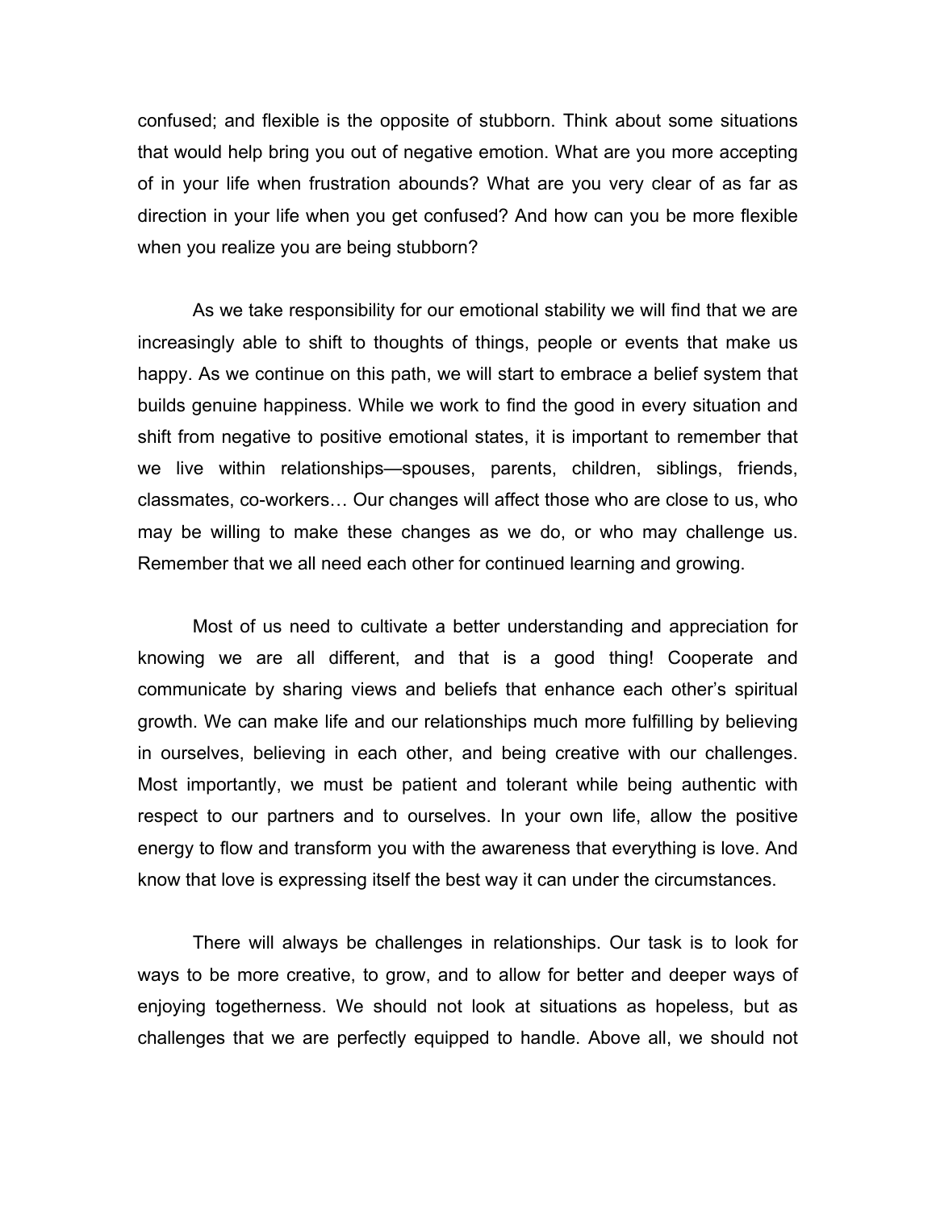confused; and flexible is the opposite of stubborn. Think about some situations that would help bring you out of negative emotion. What are you more accepting of in your life when frustration abounds? What are you very clear of as far as direction in your life when you get confused? And how can you be more flexible when you realize you are being stubborn?

As we take responsibility for our emotional stability we will find that we are increasingly able to shift to thoughts of things, people or events that make us happy. As we continue on this path, we will start to embrace a belief system that builds genuine happiness. While we work to find the good in every situation and shift from negative to positive emotional states, it is important to remember that we live within relationships—spouses, parents, children, siblings, friends, classmates, co-workers… Our changes will affect those who are close to us, who may be willing to make these changes as we do, or who may challenge us. Remember that we all need each other for continued learning and growing.

Most of us need to cultivate a better understanding and appreciation for knowing we are all different, and that is a good thing! Cooperate and communicate by sharing views and beliefs that enhance each other's spiritual growth. We can make life and our relationships much more fulfilling by believing in ourselves, believing in each other, and being creative with our challenges. Most importantly, we must be patient and tolerant while being authentic with respect to our partners and to ourselves. In your own life, allow the positive energy to flow and transform you with the awareness that everything is love. And know that love is expressing itself the best way it can under the circumstances.

There will always be challenges in relationships. Our task is to look for ways to be more creative, to grow, and to allow for better and deeper ways of enjoying togetherness. We should not look at situations as hopeless, but as challenges that we are perfectly equipped to handle. Above all, we should not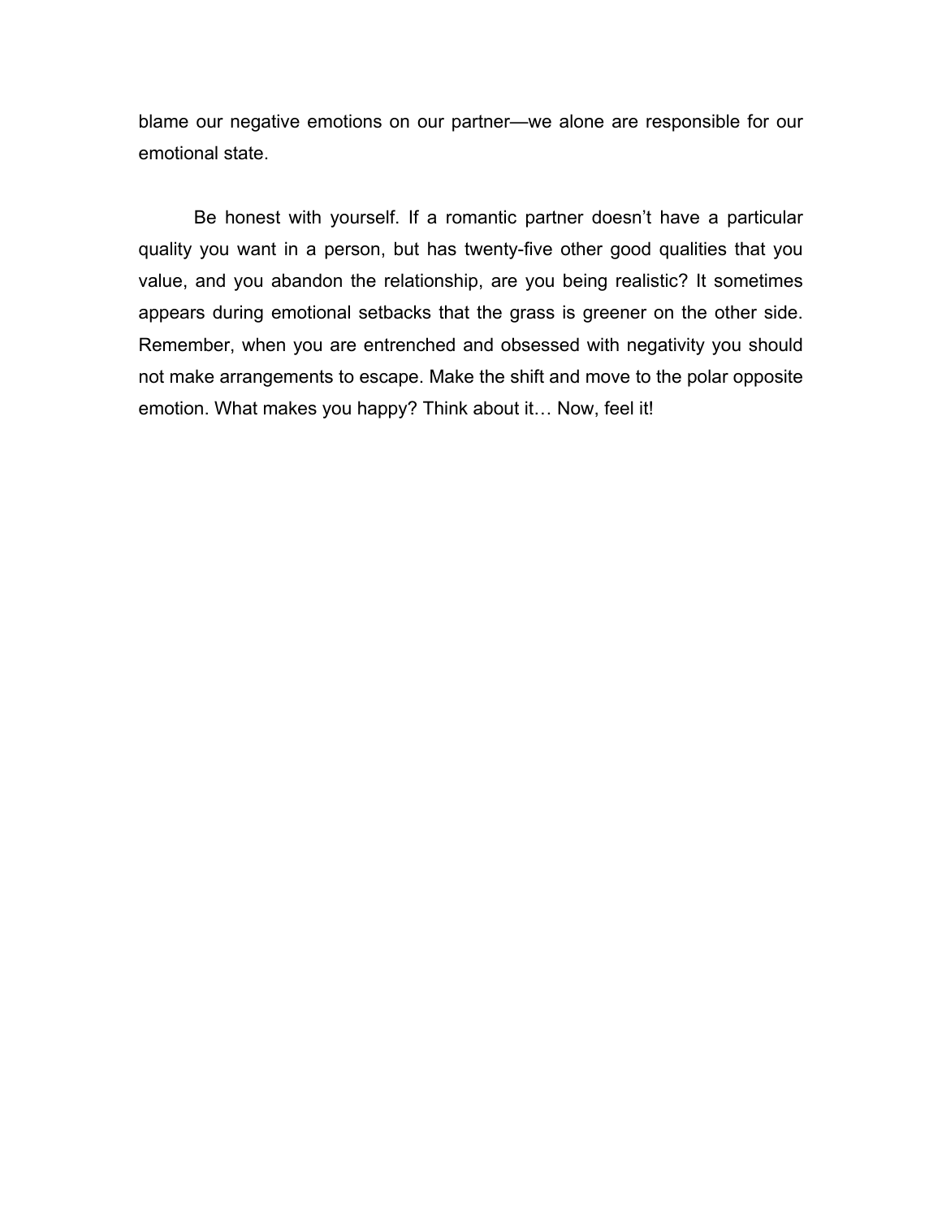blame our negative emotions on our partner—we alone are responsible for our emotional state.

Be honest with yourself. If a romantic partner doesn't have a particular quality you want in a person, but has twenty-five other good qualities that you value, and you abandon the relationship, are you being realistic? It sometimes appears during emotional setbacks that the grass is greener on the other side. Remember, when you are entrenched and obsessed with negativity you should not make arrangements to escape. Make the shift and move to the polar opposite emotion. What makes you happy? Think about it… Now, feel it!